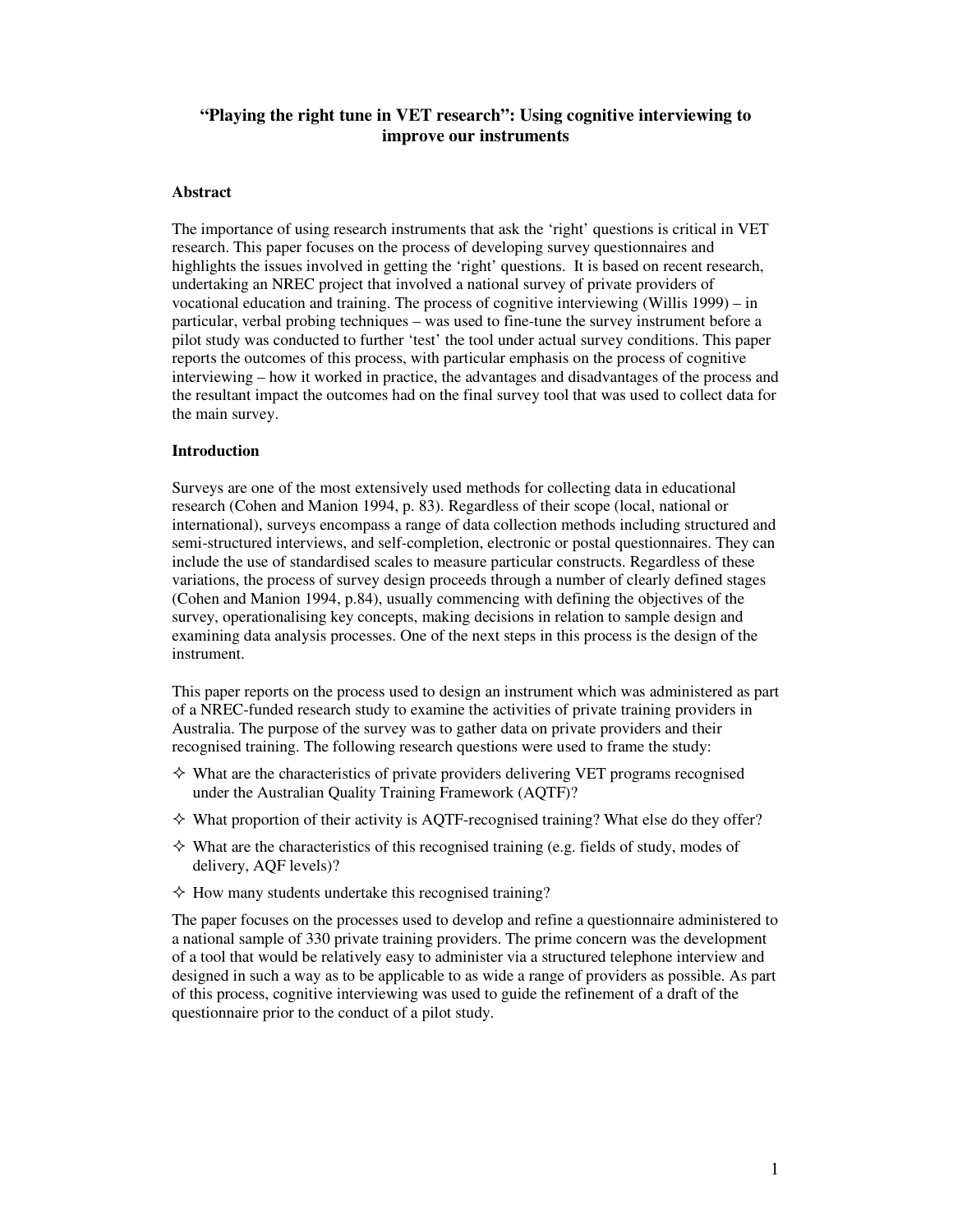# "Playing the right tune in VET research": Using cognitive interviewing to improve our instruments

## Abstract

The importance of using research instruments that ask the 'right' questions is critical in VET research. This paper focuses on the process of developing survey questionnaires and highlights the issues involved in getting the 'right' questions. It is based on recent research, undertaking an NREC project that involved a national survey of private providers of vocational education and training. The process of cognitive interviewing (Willis 1999) – in particular, verbal probing techniques – was used to fine-tune the survey instrument before a pilot study was conducted to further 'test' the tool under actual survey conditions. This paper reports the outcomes of this process, with particular emphasis on the process of cognitive interviewing – how it worked in practice, the advantages and disadvantages of the process and the resultant impact the outcomes had on the final survey tool that was used to collect data for the main survey.

## Introduction

Surveys are one of the most extensively used methods for collecting data in educational research (Cohen and Manion 1994, p. 83). Regardless of their scope (local, national or international), surveys encompass a range of data collection methods including structured and semi-structured interviews, and self-completion, electronic or postal questionnaires. They can include the use of standardised scales to measure particular constructs. Regardless of these variations, the process of survey design proceeds through a number of clearly defined stages (Cohen and Manion 1994, p.84), usually commencing with defining the objectives of the survey, operationalising key concepts, making decisions in relation to sample design and examining data analysis processes. One of the next steps in this process is the design of the instrument.

This paper reports on the process used to design an instrument which was administered as part of a NREC-funded research study to examine the activities of private training providers in Australia. The purpose of the survey was to gather data on private providers and their recognised training. The following research questions were used to frame the study:

- What are the characteristics of private providers delivering VET programs recognised under the Australian Quality Training Framework (AQTF)?
- What proportion of their activity is AQTF-recognised training? What else do they offer?
- What are the characteristics of this recognised training (e.g. fields of study, modes of delivery, AQF levels)?
- How many students undertake this recognised training?

The paper focuses on the processes used to develop and refine a questionnaire administered to a national sample of 330 private training providers. The prime concern was the development of a tool that would be relatively easy to administer via a structured telephone interview and designed in such a way as to be applicable to as wide a range of providers as possible. As part of this process, cognitive interviewing was used to guide the refinement of a draft of the questionnaire prior to the conduct of a pilot study.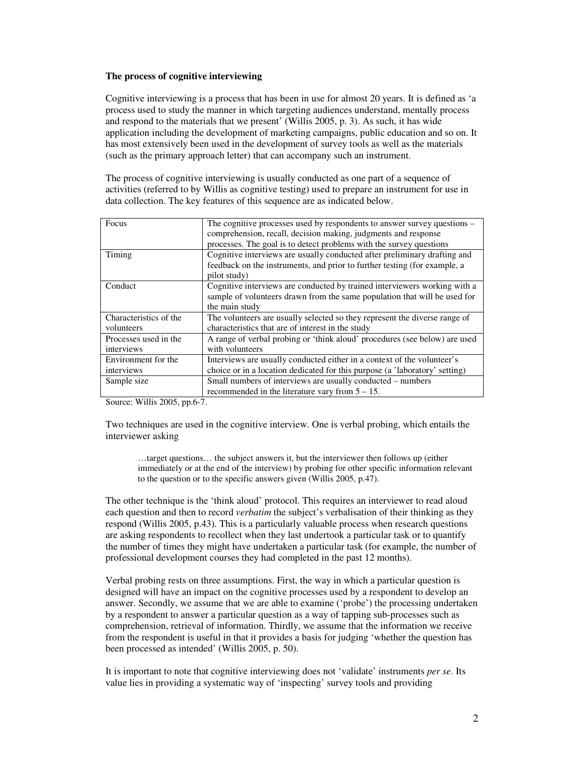**The process of cognitive interviewing**

Cognitive interviewing is a process that has been in use for almost 20 years. It is defined as 'a process used to study the manner in which targeting audiences understand, mentally process and respond to the materials that we present' (Willis 2005, p. 3). As such, it has wide application including the development of marketing campaigns, public education and so on. It has most extensively been used in the development of survey tools as well as the materials (such as the primary approach letter) that can accompany such an instrument.

The process of cognitive interviewing is usually conducted as one part of a sequence of activities (referred to by Willis as cognitive testing) used to prepare an instrument for use in data collection. The key features of this sequence are as indicated below.

| Focus | The cognitive processes used by respondents to answer survey questions – comprehension, recall, decision making, judgments and response processes. The goal is to detect problems with the survey questions |
|---|---|
| Timing | Cognitive interviews are usually conducted after preliminary drafting and feedback on the instruments, and prior to further testing (for example, a pilot study) |
| Conduct | Cognitive interviews are conducted by trained interviewers working with a sample of volunteers drawn from the same population that will be used for the main study |
| Characteristics of the volunteers | The volunteers are usually selected so they represent the diverse range of characteristics that are of interest in the study |
| Processes used in the interviews | A range of verbal probing or 'think aloud' procedures (see below) are used with volunteers |
| Environment for the interviews | Interviews are usually conducted either in a context of the volunteer's choice or in a location dedicated for this purpose (a 'laboratory' setting) |
| Sample size | Small numbers of interviews are usually conducted – numbers recommended in the literature vary from 5 – 15. |

Source: Willis 2005, pp.6-7.

Two techniques are used in the cognitive interview. One is verbal probing, which entails the interviewer asking

> …target questions… the subject answers it, but the interviewer then follows up (either immediately or at the end of the interview) by probing for other specific information relevant to the question or to the specific answers given (Willis 2005, p.47).

The other technique is the 'think aloud' protocol. This requires an interviewer to read aloud each question and then to record *verbatim* the subject's verbalisation of their thinking as they respond (Willis 2005, p.43). This is a particularly valuable process when research questions are asking respondents to recollect when they last undertook a particular task or to quantify the number of times they might have undertaken a particular task (for example, the number of professional development courses they had completed in the past 12 months).

Verbal probing rests on three assumptions. First, the way in which a particular question is designed will have an impact on the cognitive processes used by a respondent to develop an answer. Secondly, we assume that we are able to examine ('probe') the processing undertaken by a respondent to answer a particular question as a way of tapping sub-processes such as comprehension, retrieval of information. Thirdly, we assume that the information we receive from the respondent is useful in that it provides a basis for judging 'whether the question has been processed as intended' (Willis 2005, p. 50).

It is important to note that cognitive interviewing does not 'validate' instruments *per se*. Its value lies in providing a systematic way of 'inspecting' survey tools and providing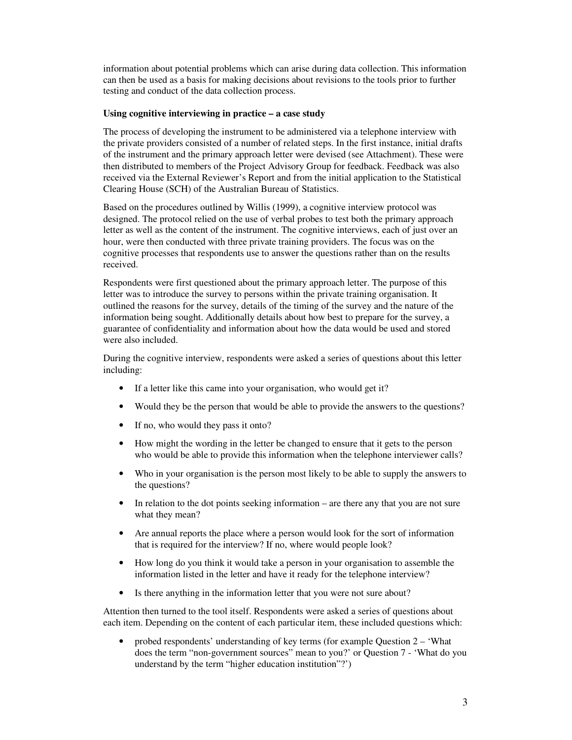information about potential problems which can arise during data collection. This information can then be used as a basis for making decisions about revisions to the tools prior to further testing and conduct of the data collection process.

**Using cognitive interviewing in practice – a case study**

The process of developing the instrument to be administered via a telephone interview with the private providers consisted of a number of related steps. In the first instance, initial drafts of the instrument and the primary approach letter were devised (see Attachment). These were then distributed to members of the Project Advisory Group for feedback. Feedback was also received via the External Reviewer's Report and from the initial application to the Statistical Clearing House (SCH) of the Australian Bureau of Statistics.

Based on the procedures outlined by Willis (1999), a cognitive interview protocol was designed. The protocol relied on the use of verbal probes to test both the primary approach letter as well as the content of the instrument. The cognitive interviews, each of just over an hour, were then conducted with three private training providers. The focus was on the cognitive processes that respondents use to answer the questions rather than on the results received.

Respondents were first questioned about the primary approach letter. The purpose of this letter was to introduce the survey to persons within the private training organisation. It outlined the reasons for the survey, details of the timing of the survey and the nature of the information being sought. Additionally details about how best to prepare for the survey, a guarantee of confidentiality and information about how the data would be used and stored were also included.

During the cognitive interview, respondents were asked a series of questions about this letter including:

- If a letter like this came into your organisation, who would get it?
- Would they be the person that would be able to provide the answers to the questions?
- If no, who would they pass it onto?
- How might the wording in the letter be changed to ensure that it gets to the person who would be able to provide this information when the telephone interviewer calls?
- Who in your organisation is the person most likely to be able to supply the answers to the questions?
- In relation to the dot points seeking information – are there any that you are not sure what they mean?
- Are annual reports the place where a person would look for the sort of information that is required for the interview? If no, where would people look?
- How long do you think it would take a person in your organisation to assemble the information listed in the letter and have it ready for the telephone interview?
- Is there anything in the information letter that you were not sure about?

Attention then turned to the tool itself. Respondents were asked a series of questions about each item. Depending on the content of particular item, these included questions which:

- probed respondents' understanding of key terms (for example Question 2 – 'What does the term "non-government sources" mean to you?' or Question 7 - 'What do you understand by the term "higher education institution"?')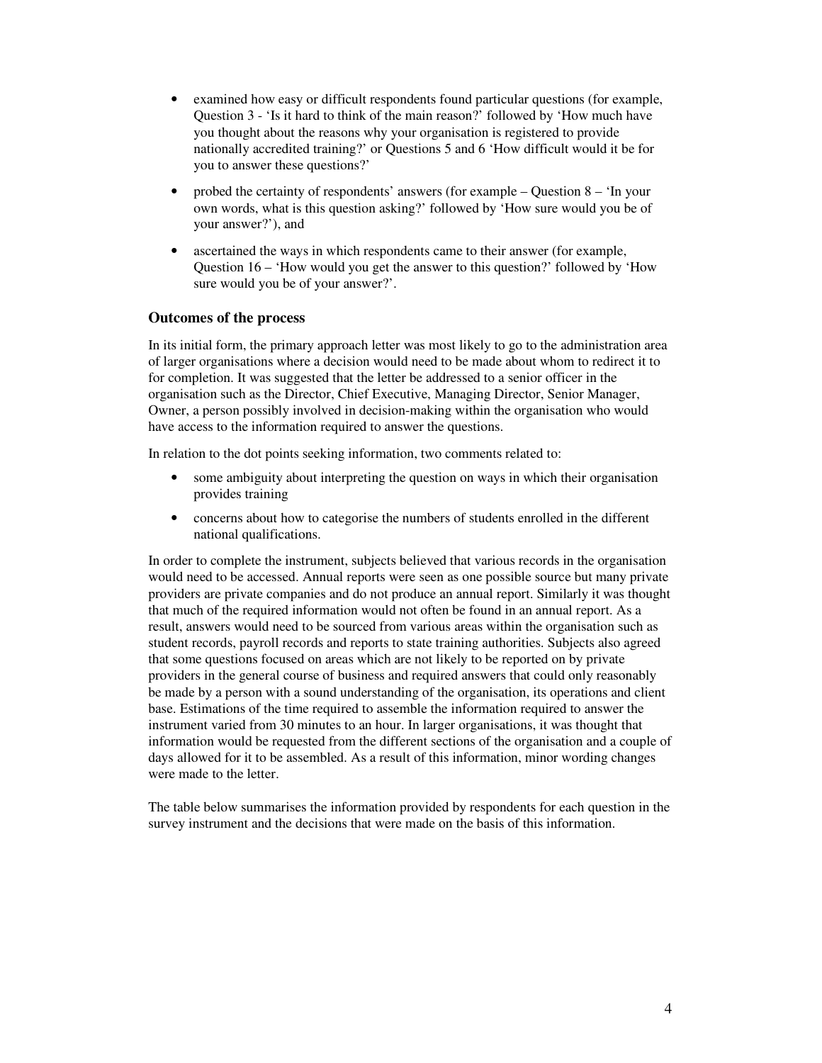- examined how easy or difficult respondents found particular questions (for example, Question 3 - 'Is it hard to think of the main reason?' followed by 'How much have you thought about the reasons why your organisation is registered to provide nationally accredited training?' or Questions 5 and 6 'How difficult would it be for you to answer these questions?'

- probed the certainty of respondents' answers (for example – Question 8 – 'In your own words, what is this question asking?' followed by 'How sure would you be of your answer?'), and

- ascertained the ways in which respondents came to their answer (for example, Question 16 – 'How would you get the answer to this question?' followed by 'How sure would you be of your answer?'.

### Outcomes of the process

In its initial form, the primary approach letter was most likely to go to the administration area of larger organisations where a decision would need to be made about whom to redirect it to for completion. It was suggested that the letter be addressed to a senior officer in the organisation such as the Director, Chief Executive, Managing Director, Senior Manager, Owner, a person possibly involved in decision-making within the organisation who would have access to the information required to answer the questions.

In relation to the dot points seeking information, two comments related to:

- some ambiguity about interpreting the question on ways in which their organisation provides training

- concerns about how to categorise the numbers of students enrolled in the different national qualifications.

In order to complete the instrument, subjects believed that various records in the organisation would need to be accessed. Annual reports were seen as one possible source but many private providers are private companies and do not produce an annual report. Similarly it was thought that much of the required information would not often be found in an annual report. As a result, answers would need to be sourced from various areas within the organisation such as student records, payroll records and reports to state training authorities. Subjects also agreed that some questions focused on areas which are not likely to be reported on by private providers in the general course of business and required answers that could only reasonably be made by a person with a sound understanding of the organisation, its operations and client base. Estimations of the time required to assemble the information required to answer the instrument varied from 30 minutes to an hour. In larger organisations, it was thought that information would be requested from the different sections of the organisation and a couple of days allowed for it to be assembled. As a result of this information, minor wording changes were made to the letter.

The table below summarises the information provided by respondents for each question in the survey instrument and the decisions that were made on the basis of this information.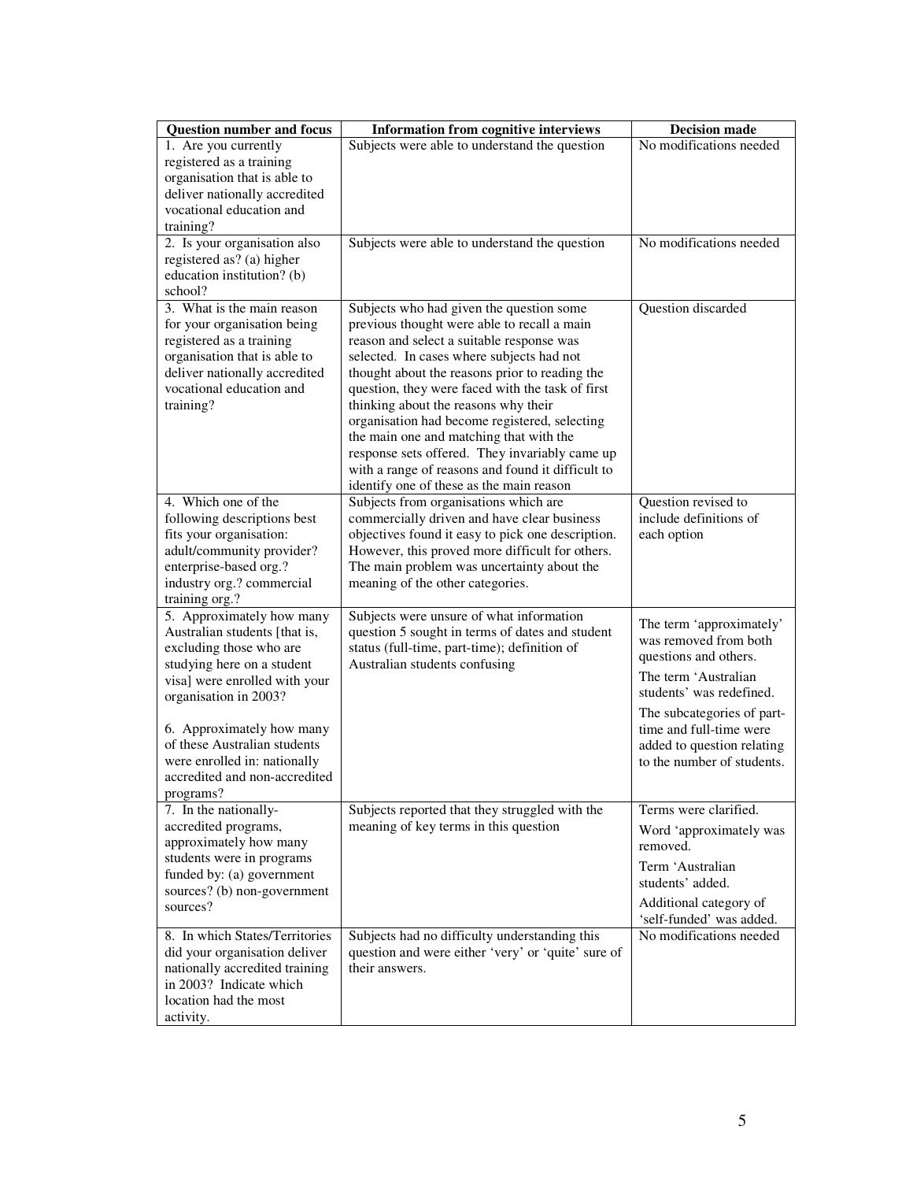| Question number and focus | Information from cognitive interviews | Decision made |
|---|---|---|
| 1. Are you currently registered as a training organisation that is able to deliver nationally accredited vocational education and training? | Subjects were able to understand the question | No modifications needed |
| 2. Is your organisation also registered as? (a) higher education institution? (b) school? | Subjects were able to understand the question | No modifications needed |
| 3. What is the main reason for your organisation being registered as a training organisation that is able to deliver nationally accredited vocational education and training? | Subjects who had given the question some previous thought were able to recall a main reason and select a suitable response was selected. In cases where subjects had not thought about the reasons prior to reading the question, they were faced with the task of first thinking about the reasons why their organisation had become registered, selecting the main one and matching that with the response sets offered. They invariably came up with a range of reasons and found it difficult to identify one of these as the main reason | Question discarded |
| 4. Which one of the following descriptions best fits your organisation: adult/community provider? enterprise-based org.? industry org.? commercial training org.? | Subjects from organisations which are commercially driven and have clear business objectives found it easy to pick one description. However, this proved more difficult for others. The main problem was uncertainty about the meaning of the other categories. | Question revised to include definitions of each option |
| 5. Approximately how many Australian students [that is, excluding those who are studying here on a student visa] were enrolled with your organisation in 2003?<br><br>6. Approximately how many of these Australian students were enrolled in: nationally accredited and non-accredited programs? | Subjects were unsure of what information question 5 sought in terms of dates and student status (full-time, part-time); definition of Australian students confusing | The term 'approximately' was removed from both questions and others.<br><br>The term 'Australian students' was redefined.<br><br>The subcategories of part-time and full-time were added to question relating to the number of students. |
| 7. In the nationally-accredited programs, approximately how many students were in programs funded by: (a) government sources? (b) non-government sources? | Subjects reported that they struggled with the meaning of key terms in this question | Terms were clarified.<br><br>Word 'approximately was removed.<br><br>Term 'Australian students' added.<br><br>Additional category of 'self-funded' was added. |
| 8. In which States/Territories did your organisation deliver nationally accredited training in 2003? Indicate which location had the most activity. | Subjects had no difficulty understanding this question and were either 'very' or 'quite' sure of their answers. | No modifications needed |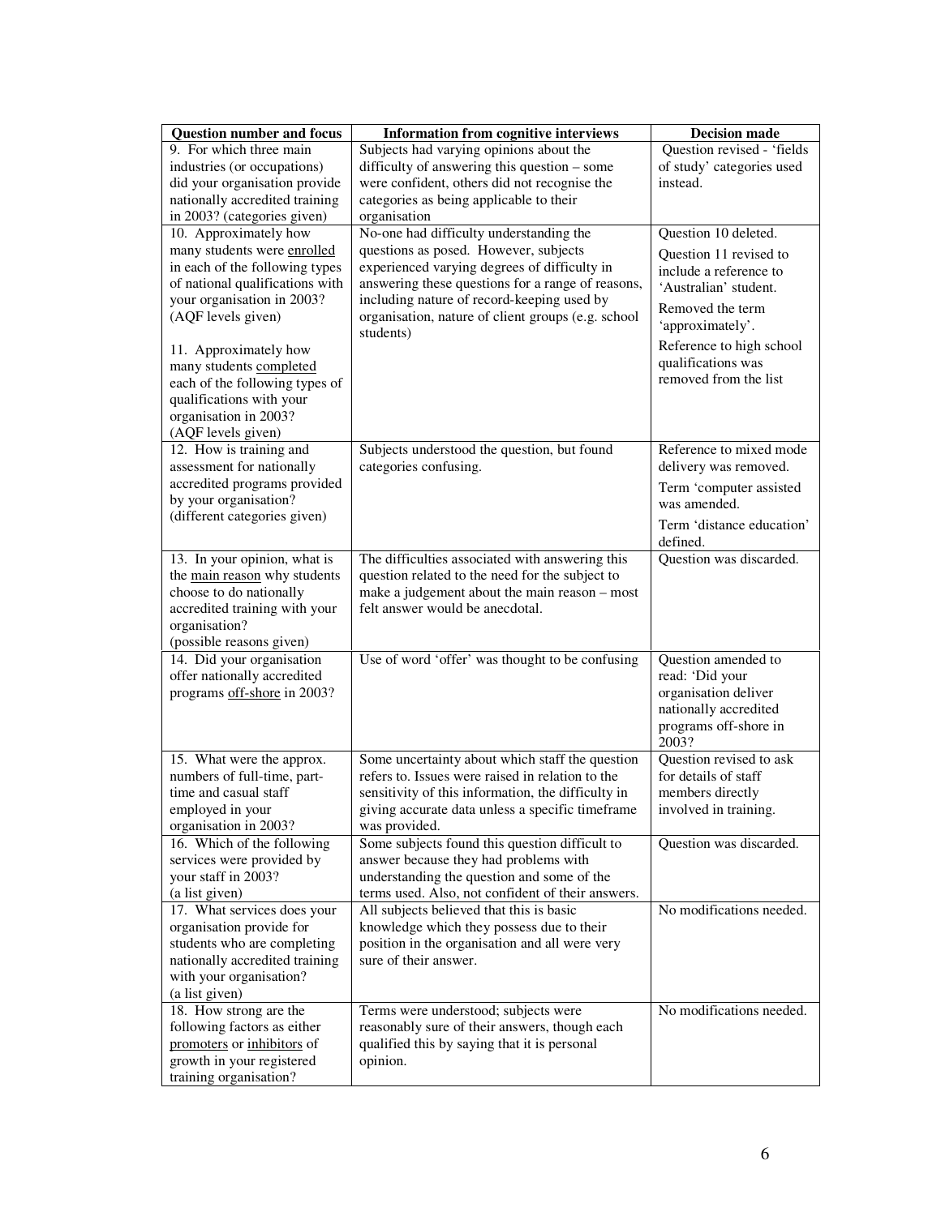| Question number and focus | Information from cognitive interviews | Decision made |
|---|---|---|
| 9. For which three main industries (or occupations) did your organisation provide nationally accredited training in 2003? (categories given) | Subjects had varying opinions about the difficulty of answering this question – some were confident, others did not recognise the categories as being applicable to their organisation | Question revised - 'fields of study' categories used instead. |
| 10. Approximately how many students were enrolled in each of the following types of national qualifications with your organisation in 2003? (AQF levels given)<br><br>11. Approximately how many students completed each of the following types of qualifications with your organisation in 2003? (AQF levels given) | No-one had difficulty understanding the questions as posed. However, subjects experienced varying degrees of difficulty in answering these questions for a range of reasons, including nature of record-keeping used by organisation, nature of client groups (e.g. school students) | Question 10 deleted.<br>Question 11 revised to include a reference to 'Australian' student.<br>Removed the term 'approximately'.<br>Reference to high school qualifications was removed from the list |
| 12. How is training and assessment for nationally accredited programs provided by your organisation? (different categories given) | Subjects understood the question, but found categories confusing. | Reference to mixed mode delivery was removed.<br>Term 'computer assisted was amended.<br>Term 'distance education' defined. |
| 13. In your opinion, what is the main reason why students choose to do nationally accredited training with your organisation? (possible reasons given) | The difficulties associated with answering this question related to the need for the subject to make a judgement about the main reason – most felt answer would be anecdotal. | Question was discarded. |
| 14. Did your organisation offer nationally accredited programs off-shore in 2003? | Use of word 'offer' was thought to be confusing | Question amended to read: 'Did your organisation deliver nationally accredited programs off-shore in 2003? |
| 15. What were the approx. numbers of full-time, part-time and casual staff employed in your organisation in 2003? | Some uncertainty about which staff the question refers to. Issues were raised in relation to the sensitivity of this information, the difficulty in giving accurate data unless a specific timeframe was provided. | Question revised to ask for details of staff members directly involved in training. |
| 16. Which of the following services were provided by your staff in 2003? (a list given) | Some subjects found this question difficult to answer because they had problems with understanding the question and some of the terms used. Also, not confident of their answers. | Question was discarded. |
| 17. What services does your organisation provide for students who are completing nationally accredited training with your organisation? (a list given) | All subjects believed that this is basic knowledge which they possess due to their position in the organisation and all were very sure of their answer. | No modifications needed. |
| 18. How strong are the following factors as either promoters or inhibitors of growth in your registered training organisation? | Terms were understood; subjects were reasonably sure of their answers, though each qualified this by saying that it is personal opinion. | No modifications needed. |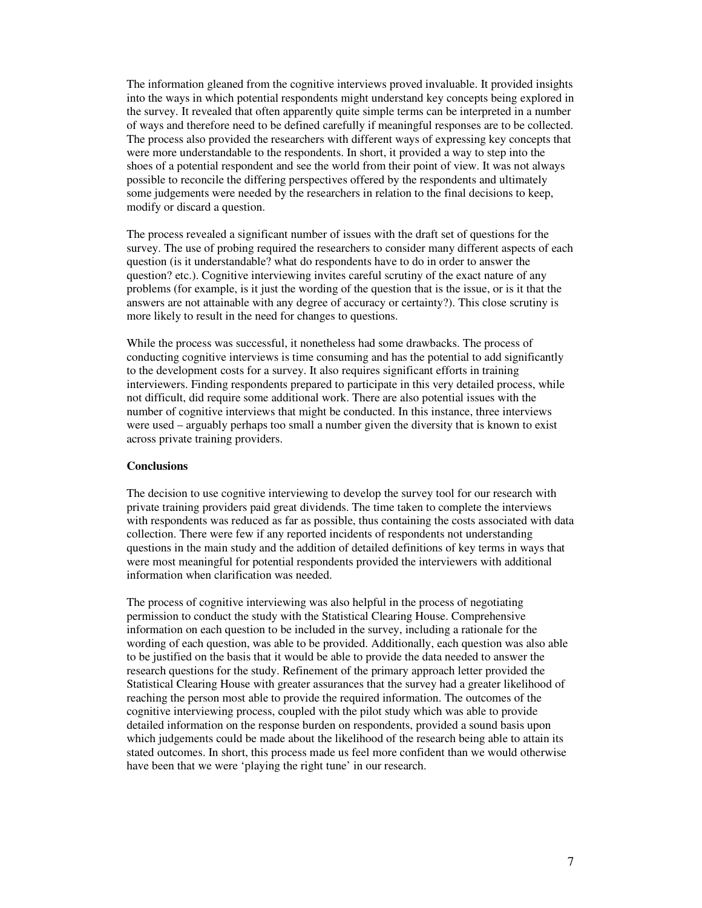The information gleaned from the cognitive interviews proved invaluable. It provided insights into the ways in which potential respondents might understand key concepts being explored in the survey. It revealed that often apparently quite simple terms can be interpreted in a number of ways and therefore need to be defined carefully if meaningful responses are to be collected. The process also provided the researchers with different ways of expressing key concepts that were more understandable to the respondents. In short, it provided a way to step into the shoes of a potential respondent and see the world from their point of view. It was not always possible to reconcile the differing perspectives offered by the respondents and ultimately some judgements were needed by the researchers in relation to the final decisions to keep, modify or discard a question.

The process revealed a significant number of issues with the draft set of questions for the survey. The use of probing required the researchers to consider many different aspects of each question (is it understandable? what do respondents have to do in order to answer the question? etc.). Cognitive interviewing invites careful scrutiny of the exact nature of any problems (for example, is it just the wording of the question that is the issue, or is it that the answers are not attainable with any degree of accuracy or certainty?). This close scrutiny is more likely to result in the need for changes to questions.

While the process was successful, it nonetheless had some drawbacks. The process of conducting cognitive interviews is time consuming and has the potential to add significantly to the development costs for a survey. It also requires significant efforts in training interviewers. Finding respondents prepared to participate in this very detailed process, while not difficult, did require some additional work. There are also potential issues with the number of cognitive interviews that might be conducted. In this instance, three interviews were used – arguably perhaps too small a number given the diversity that is known to exist across private training providers.

## Conclusions

The decision to use cognitive interviewing to develop the survey tool for our research with private training providers paid great dividends. The time taken to complete the interviews with respondents was reduced as far as possible, thus containing the costs associated with data collection. There were few if any reported incidents of respondents not understanding questions in the main study and the addition of detailed definitions of key terms in ways that were most meaningful for potential respondents provided the interviewers with additional information when clarification was needed.

The process of cognitive interviewing was also helpful in the process of negotiating permission to conduct the study with the Statistical Clearing House. Comprehensive information on each question to be included in the survey, including a rationale for the wording of each question, was able to be provided. Additionally, each question was also able to be justified on the basis that it would be able to provide the data needed to answer the research questions for the study. Refinement of the primary approach letter provided the Statistical Clearing House with greater assurances that the survey had a greater likelihood of reaching the person most able to provide the required information. The outcomes of the cognitive interviewing process, coupled with the pilot study which was able to provide detailed information on the response burden on respondents, provided a sound basis upon which judgements could be made about the likelihood of the research being able to attain its stated outcomes. In short, this process made us feel more confident than we would otherwise have been that we were 'playing the right tune' in our research.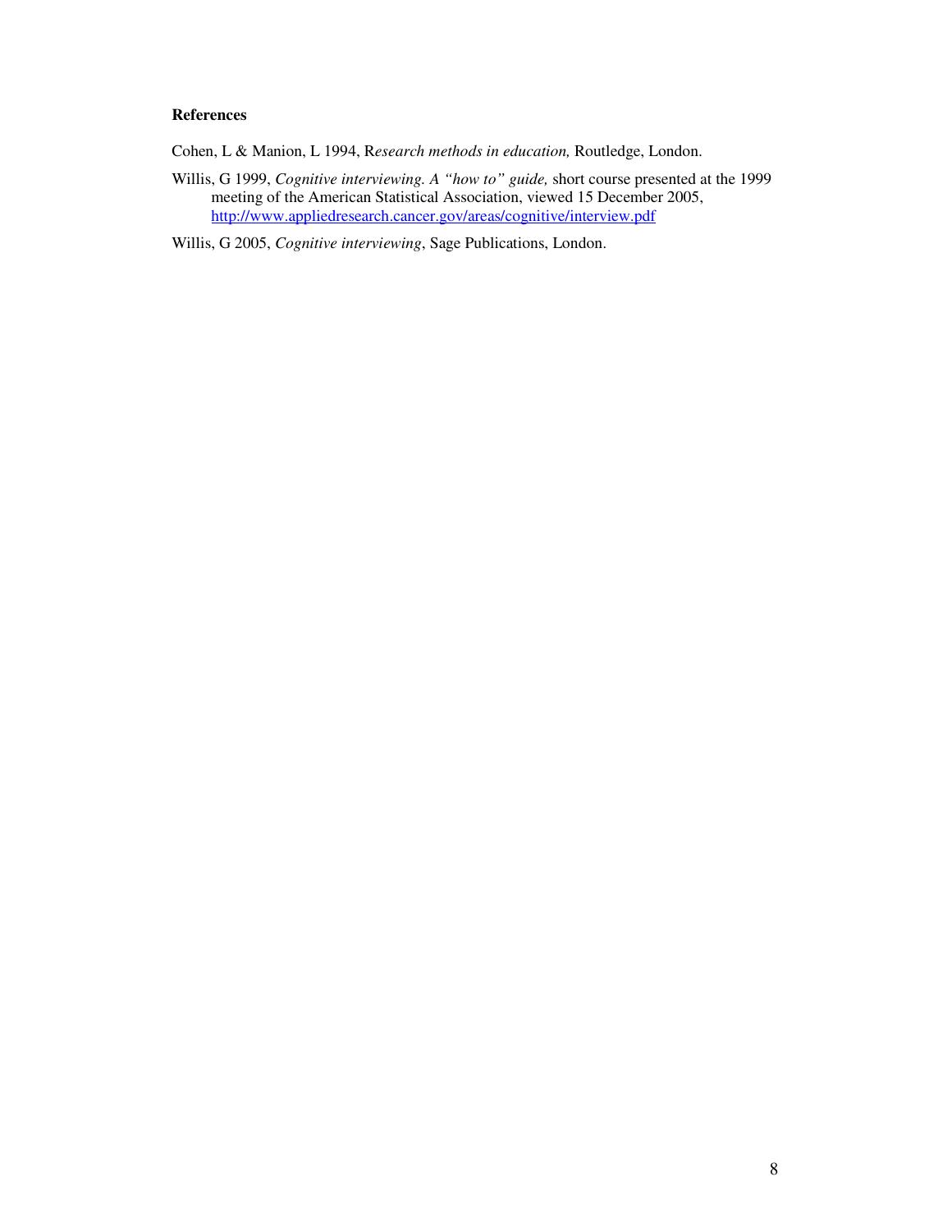**References**

Cohen, L & Manion, L 1994, R*esearch methods in education,* Routledge, London.

Willis, G 1999, *Cognitive interviewing. A "how to" guide,* short course presented at the 1999 meeting of the American Statistical Association, viewed 15 December 2005, http://www.appliedresearch.cancer.gov/areas/cognitive/interview.pdf

Willis, G 2005, *Cognitive interviewing*, Sage Publications, London.